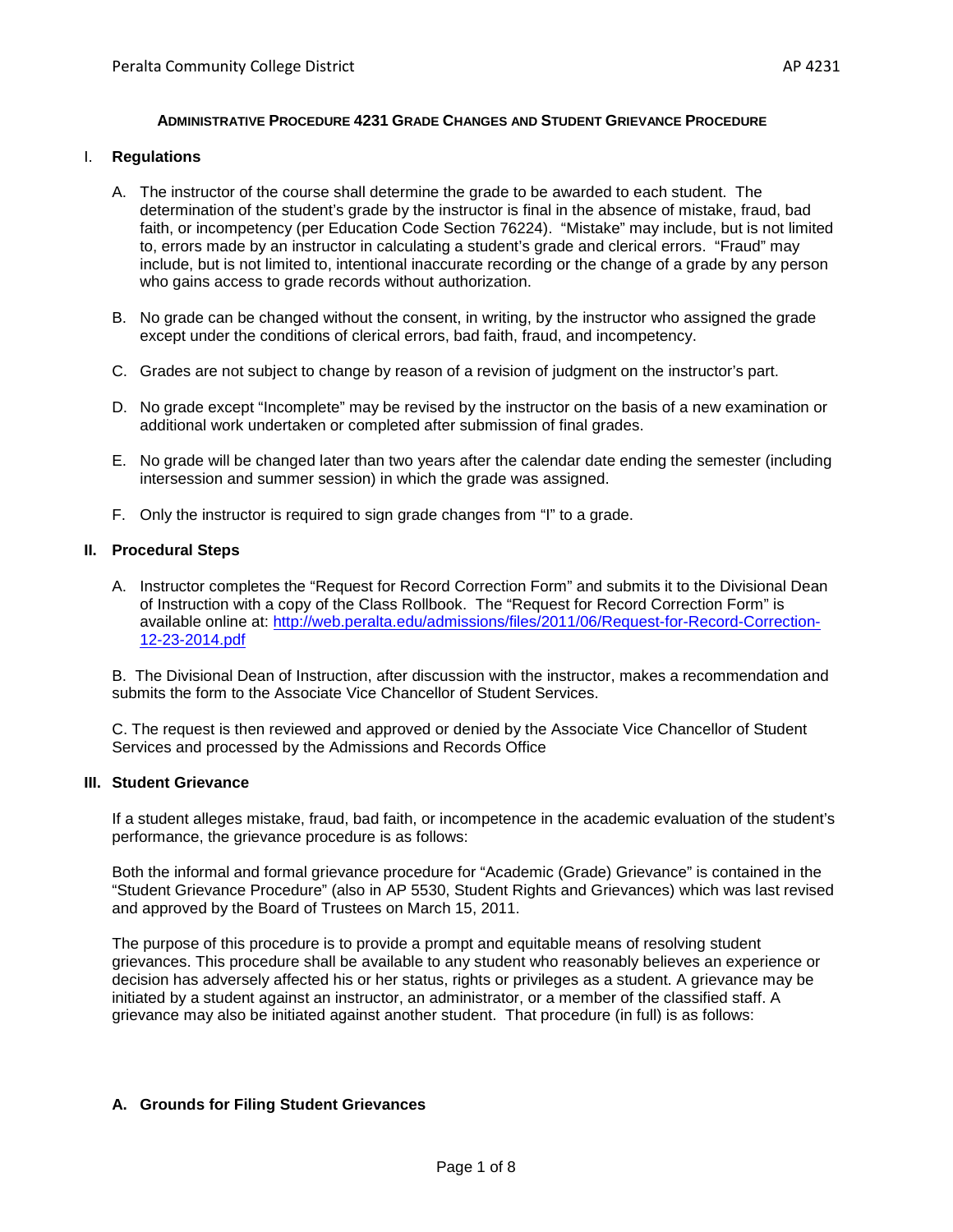# ADMINISTRATIVE PROCEDURE 4231 GRADE CHANGES AND STUDENT GRIEVANCE PROCEDURE

## I. Regulations

A. The instructor of the course shall determine the grade to be awarded to each student. The determination of the student's grade by the instructor is final in the absence of mistake, fraud, bad faith, or incompetency (per Education Code Section 76224). "Mistake" may include, but is not limited to, errors made by an instructor in calculating a student's grade and clerical errors. "Fraud" may include, but is not limited to, intentional inaccurate recording or the change of a grade by any person who gains access to grade records without authorization.

B. No grade can be changed without the consent, in writing, by the instructor who assigned the grade except under the conditions of clerical errors, bad faith, fraud, and incompetency.

C. Grades are not subject to change by reason of a revision of judgment on the instructor's part.

D. No grade except "Incomplete" may be revised by the instructor on the basis of a new examination or additional work undertaken or completed after submission of final grades.

E. No grade will be changed later than two years after the calendar date ending the semester (including intersession and summer session) in which the grade was assigned.

F. Only the instructor is required to sign grade changes from "I" to a grade.

## II. Procedural Steps

A. Instructor completes the "Request for Record Correction Form" and submits it to the Divisional Dean of Instruction with a copy of the Class Rollbook. The "Request for Record Correction Form" is available online at: [http://web.peralta.edu/admissions/files/2011/06/Request-for-Record-Correction-12-23-2014.pdf](http://web.peralta.edu/admissions/files/2011/06/Request-for-Record-Correction-12-23-2014.pdf)

B. The Divisional Dean of Instruction, after discussion with the instructor, makes a recommendation and submits the form to the Associate Vice Chancellor of Student Services.

C. The request is then reviewed and approved or denied by the Associate Vice Chancellor of Student Services and processed by the Admissions and Records Office

## III. Student Grievance

If a student alleges mistake, fraud, bad faith, or incompetence in the academic evaluation of the student's performance, the grievance procedure is as follows:

Both the informal and formal grievance procedure for "Academic (Grade) Grievance" is contained in the "Student Grievance Procedure" (also in AP 5530, Student Rights and Grievances) which was last revised and approved by the Board of Trustees on March 15, 2011.

The purpose of this procedure is to provide a prompt and equitable means of resolving student grievances. This procedure shall be available to any student who reasonably believes an experience or decision has adversely affected his or her status, rights or privileges as a student. A grievance may be initiated by a student against an instructor, an administrator, or a member of the classified staff. A grievance may also be initiated against another student. That procedure (in full) is as follows:

### A. Grounds for Filing Student Grievances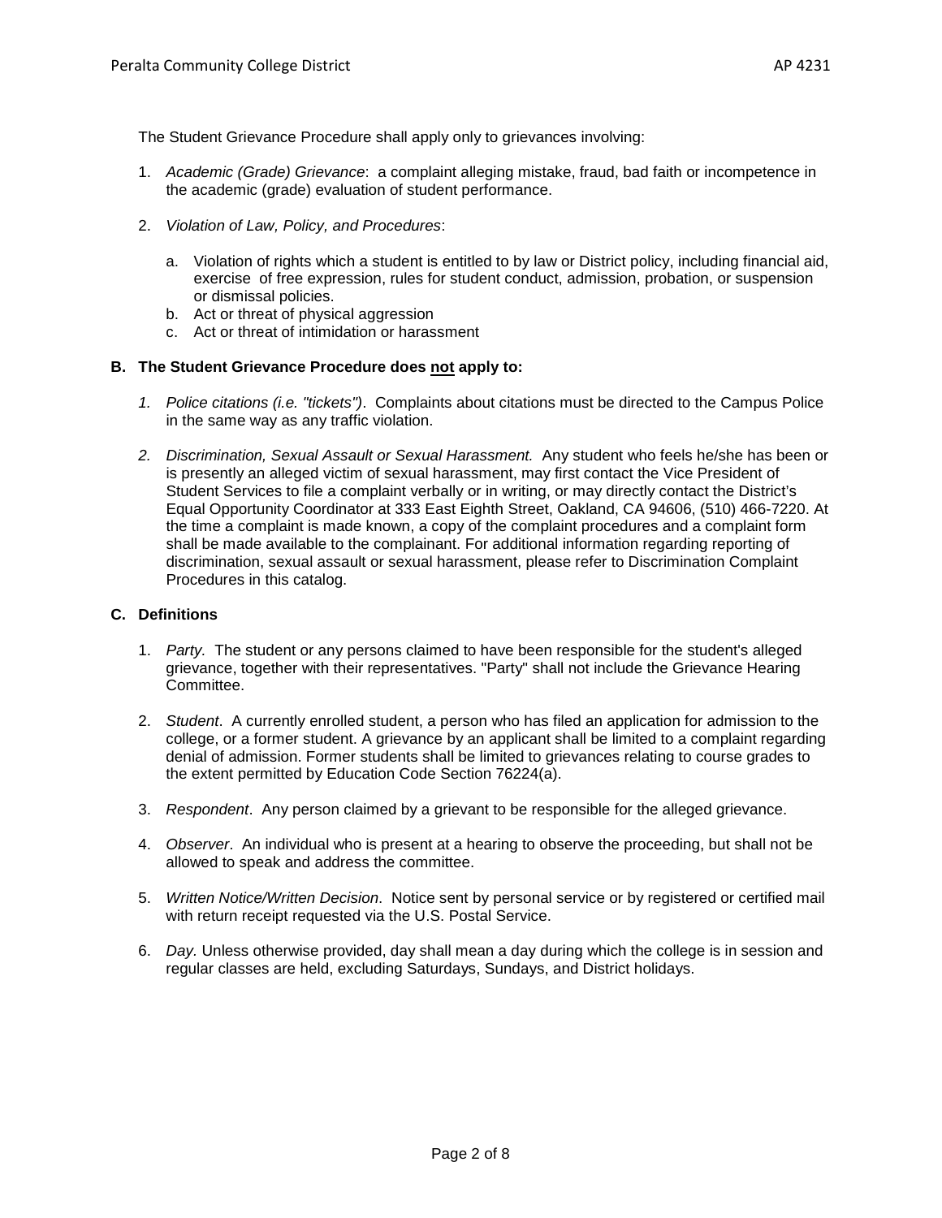The Student Grievance Procedure shall apply only to grievances involving:

1. *Academic (Grade) Grievance*: a complaint alleging mistake, fraud, bad faith or incompetence in the academic (grade) evaluation of student performance.

2. *Violation of Law, Policy, and Procedures*:

   a. Violation of rights which a student is entitled to by law or District policy, including financial aid, exercise of free expression, rules for student conduct, admission, probation, or suspension or dismissal policies.
   b. Act or threat of physical aggression
   c. Act or threat of intimidation or harassment

### B. The Student Grievance Procedure does not apply to:

1. *Police citations (i.e. "tickets")*. Complaints about citations must be directed to the Campus Police in the same way as any traffic violation.

2. *Discrimination, Sexual Assault or Sexual Harassment.* Any student who feels he/she has been or is presently an alleged victim of sexual harassment, may first contact the Vice President of Student Services to file a complaint verbally or in writing, or may directly contact the District's Equal Opportunity Coordinator at 333 East Eighth Street, Oakland, CA 94606, (510) 466-7220. At the time a complaint is made known, a copy of the complaint procedures and a complaint form shall be made available to the complainant. For additional information regarding reporting of discrimination, sexual assault or sexual harassment, please refer to Discrimination Complaint Procedures in this catalog.

### C. Definitions

1. *Party.* The student or any persons claimed to have been responsible for the student's alleged grievance, together with their representatives. "Party" shall not include the Grievance Hearing Committee.

2. *Student*. A currently enrolled student, a person who has filed an application for admission to the college, or a former student. A grievance by an applicant shall be limited to a complaint regarding denial of admission. Former students shall be limited to grievances relating to course grades to the extent permitted by Education Code Section 76224(a).

3. *Respondent*. Any person claimed by a grievant to be responsible for the alleged grievance.

4. *Observer*. An individual who is present at a hearing to observe the proceeding, but shall not be allowed to speak and address the committee.

5. *Written Notice/Written Decision*. Notice sent by personal service or by registered or certified mail with return receipt requested via the U.S. Postal Service.

6. *Day.* Unless otherwise provided, day shall mean a day during which the college is in session and regular classes are held, excluding Saturdays, Sundays, and District holidays.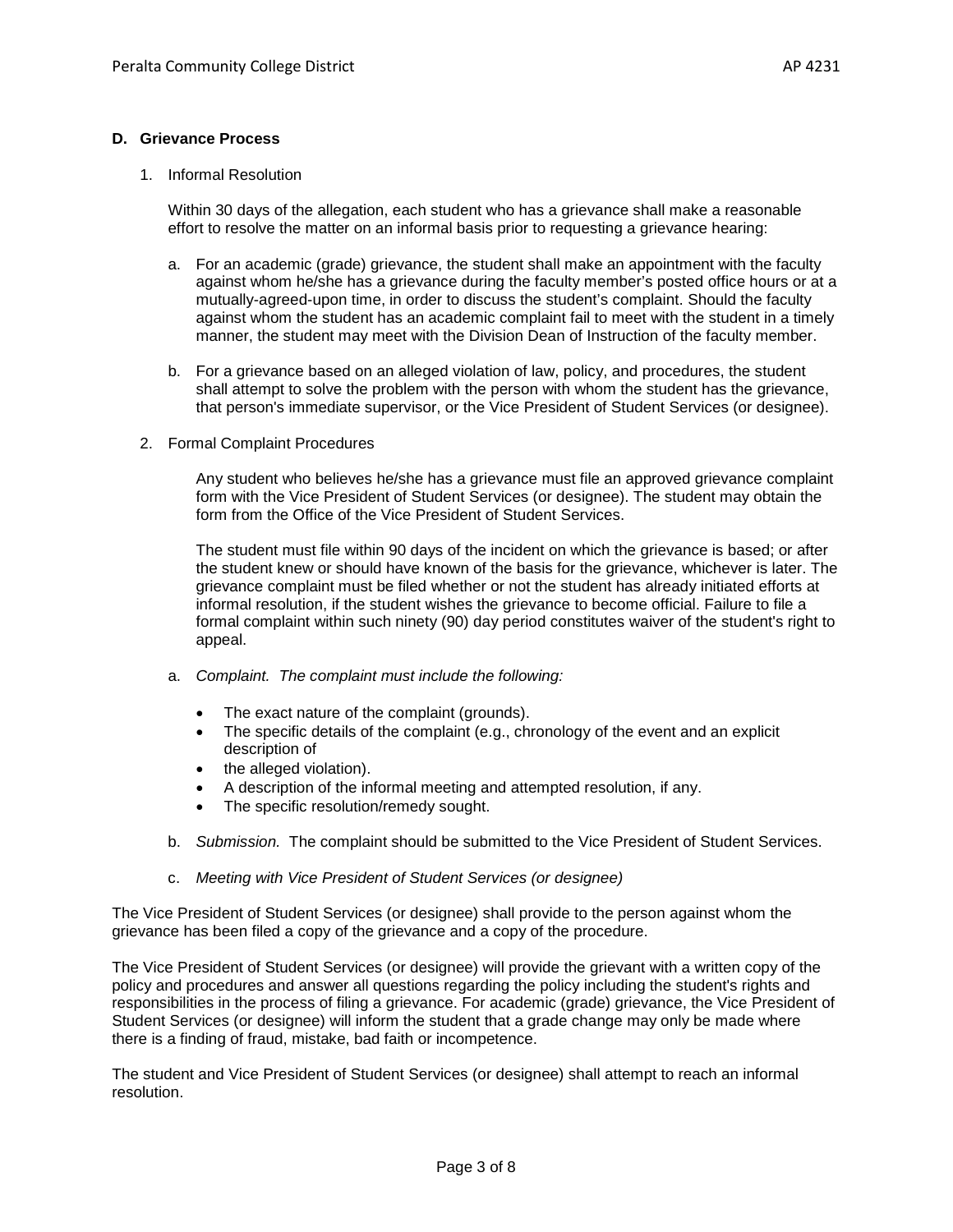### D. Grievance Process

1. Informal Resolution

   Within 30 days of the allegation, each student who has a grievance shall make a reasonable effort to resolve the matter on an informal basis prior to requesting a grievance hearing:

   a. For an academic (grade) grievance, the student shall make an appointment with the faculty against whom he/she has a grievance during the faculty member's posted office hours or at a mutually-agreed-upon time, in order to discuss the student's complaint. Should the faculty against whom the student has an academic complaint fail to meet with the student in a timely manner, the student may meet with the Division Dean of Instruction of the faculty member.

   b. For a grievance based on an alleged violation of law, policy, and procedures, the student shall attempt to solve the problem with the person with whom the student has the grievance, that person's immediate supervisor, or the Vice President of Student Services (or designee).

2. Formal Complaint Procedures

   Any student who believes he/she has a grievance must file an approved grievance complaint form with the Vice President of Student Services (or designee). The student may obtain the form from the Office of the Vice President of Student Services.

   The student must file within 90 days of the incident on which the grievance is based; or after the student knew or should have known of the basis for the grievance, whichever is later. The grievance complaint must be filed whether or not the student has already initiated efforts at informal resolution, if the student wishes the grievance to become official. Failure to file a formal complaint within such ninety (90) day period constitutes waiver of the student's right to appeal.

   a. *Complaint. The complaint must include the following:*

      - The exact nature of the complaint (grounds).
      - The specific details of the complaint (e.g., chronology of the event and an explicit description of
      - the alleged violation).
      - A description of the informal meeting and attempted resolution, if any.
      - The specific resolution/remedy sought.

   b. *Submission.* The complaint should be submitted to the Vice President of Student Services.

   c. *Meeting with Vice President of Student Services (or designee)*

The Vice President of Student Services (or designee) shall provide to the person against whom the grievance has been filed a copy of the grievance and a copy of the procedure.

The Vice President of Student Services (or designee) will provide the grievant with a written copy of the policy and procedures and answer all questions regarding the policy including the student's rights and responsibilities in the process of filing a grievance. For academic (grade) grievance, the Vice President of Student Services (or designee) will inform the student that a grade change may only be made where there is a finding of fraud, mistake, bad faith or incompetence.

The student and Vice President of Student Services (or designee) shall attempt to reach an informal resolution.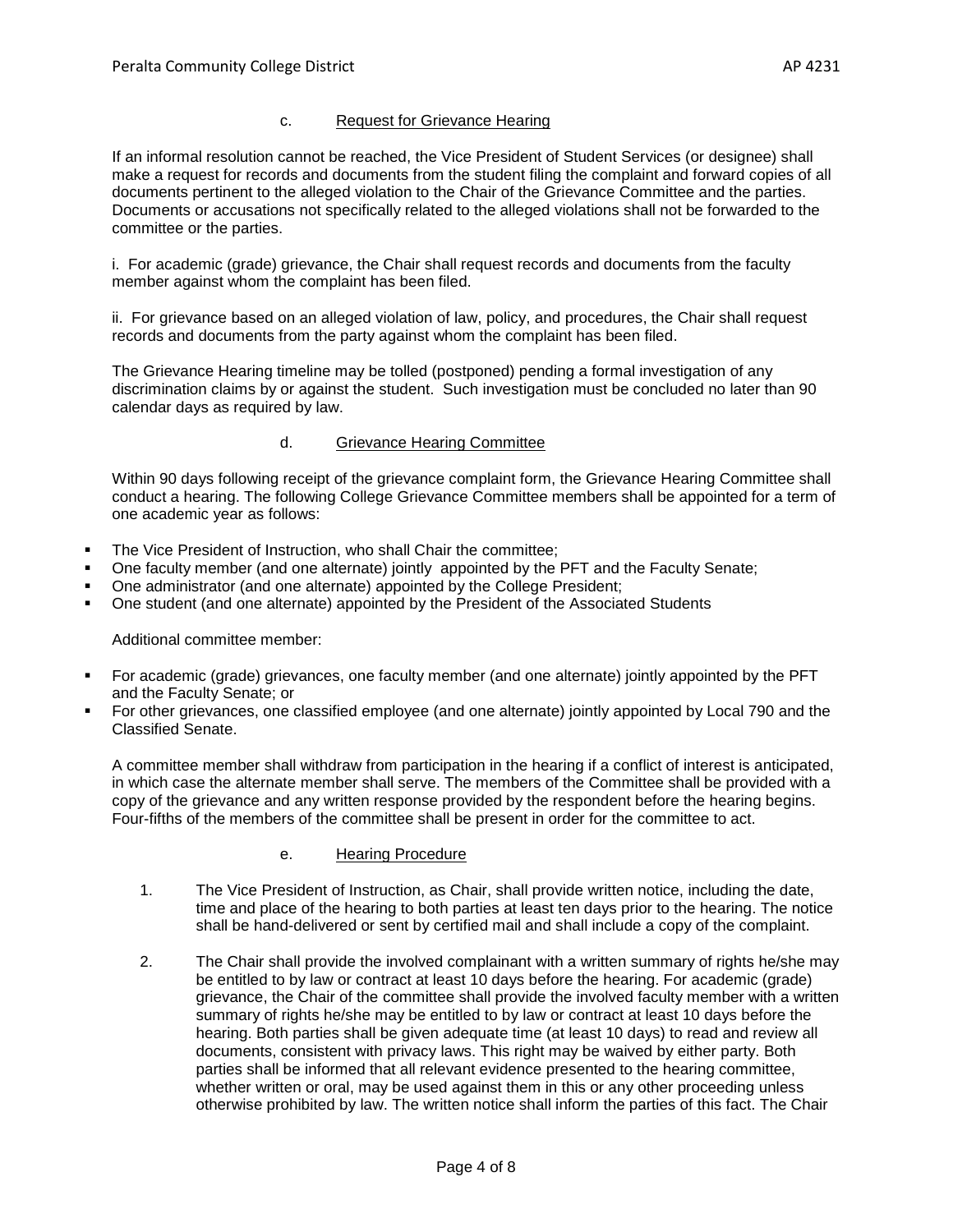### c. Request for Grievance Hearing

If an informal resolution cannot be reached, the Vice President of Student Services (or designee) shall make a request for records and documents from the student filing the complaint and forward copies of all documents pertinent to the alleged violation to the Chair of the Grievance Committee and the parties. Documents or accusations not specifically related to the alleged violations shall not be forwarded to the committee or the parties.

i. For academic (grade) grievance, the Chair shall request records and documents from the faculty member against whom the complaint has been filed.

ii. For grievance based on an alleged violation of law, policy, and procedures, the Chair shall request records and documents from the party against whom the complaint has been filed.

The Grievance Hearing timeline may be tolled (postponed) pending a formal investigation of any discrimination claims by or against the student. Such investigation must be concluded no later than 90 calendar days as required by law.

### d. Grievance Hearing Committee

Within 90 days following receipt of the grievance complaint form, the Grievance Hearing Committee shall conduct a hearing. The following College Grievance Committee members shall be appointed for a term of one academic year as follows:

- The Vice President of Instruction, who shall Chair the committee;
- One faculty member (and one alternate) jointly appointed by the PFT and the Faculty Senate;
- One administrator (and one alternate) appointed by the College President;
- One student (and one alternate) appointed by the President of the Associated Students

Additional committee member:

- For academic (grade) grievances, one faculty member (and one alternate) jointly appointed by the PFT and the Faculty Senate; or
- For other grievances, one classified employee (and one alternate) jointly appointed by Local 790 and the Classified Senate.

A committee member shall withdraw from participation in the hearing if a conflict of interest is anticipated, in which case the alternate member shall serve. The members of the Committee shall be provided with a copy of the grievance and any written response provided by the respondent before the hearing begins. Four-fifths of the members of the committee shall be present in order for the committee to act.

### e. Hearing Procedure

1. The Vice President of Instruction, as Chair, shall provide written notice, including the date, time and place of the hearing to both parties at least ten days prior to the hearing. The notice shall be hand-delivered or sent by certified mail and shall include a copy of the complaint.

2. The Chair shall provide the involved complainant with a written summary of rights he/she may be entitled to by law or contract at least 10 days before the hearing. For academic (grade) grievance, the Chair of the committee shall provide the involved faculty member with a written summary of rights he/she may be entitled to by law or contract at least 10 days before the hearing. Both parties shall be given adequate time (at least 10 days) to read and review all documents, consistent with privacy laws. This right may be waived by either party. Both parties shall be informed that all relevant evidence presented to the hearing committee, whether written or oral, may be used against them in this or any other proceeding unless otherwise prohibited by law. The written notice shall inform the parties of this fact. The Chair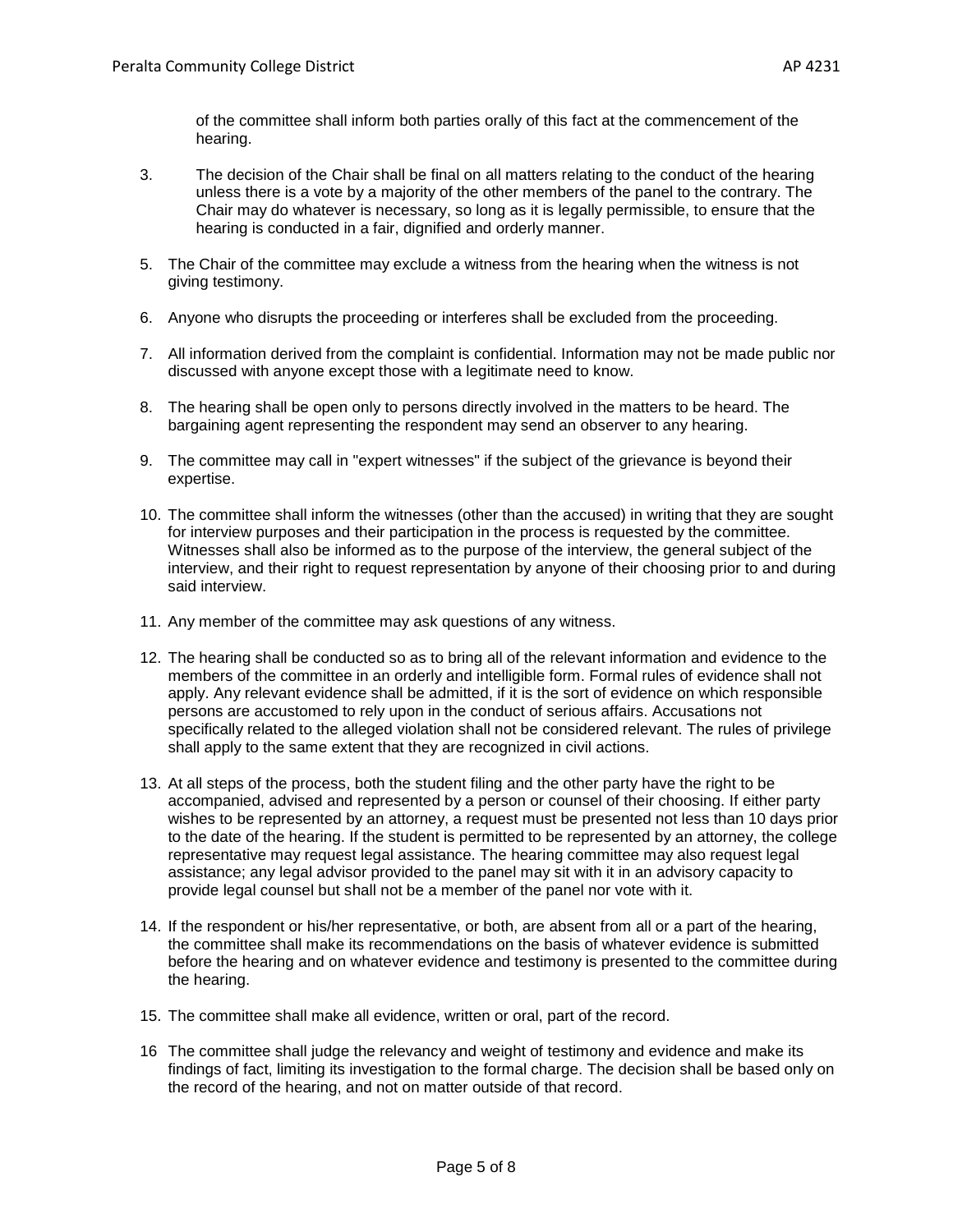of the committee shall inform both parties orally of this fact at the commencement of the hearing.

3. The decision of the Chair shall be final on all matters relating to the conduct of the hearing unless there is a vote by a majority of the other members of the panel to the contrary. The Chair may do whatever is necessary, so long as it is legally permissible, to ensure that the hearing is conducted in a fair, dignified and orderly manner.

5. The Chair of the committee may exclude a witness from the hearing when the witness is not giving testimony.

6. Anyone who disrupts the proceeding or interferes shall be excluded from the proceeding.

7. All information derived from the complaint is confidential. Information may not be made public nor discussed with anyone except those with a legitimate need to know.

8. The hearing shall be open only to persons directly involved in the matters to be heard. The bargaining agent representing the respondent may send an observer to any hearing.

9. The committee may call in "expert witnesses" if the subject of the grievance is beyond their expertise.

10. The committee shall inform the witnesses (other than the accused) in writing that they are sought for interview purposes and their participation in the process is requested by the committee. Witnesses shall also be informed as to the purpose of the interview, the general subject of the interview, and their right to request representation by anyone of their choosing prior to and during said interview.

11. Any member of the committee may ask questions of any witness.

12. The hearing shall be conducted so as to bring all of the relevant information and evidence to the members of the committee in an orderly and intelligible form. Formal rules of evidence shall not apply. Any relevant evidence shall be admitted, if it is the sort of evidence on which responsible persons are accustomed to rely upon in the conduct of serious affairs. Accusations not specifically related to the alleged violation shall not be considered relevant. The rules of privilege shall apply to the same extent that they are recognized in civil actions.

13. At all steps of the process, both the student filing and the other party have the right to be accompanied, advised and represented by a person or counsel of their choosing. If either party wishes to be represented by an attorney, a request must be presented not less than 10 days prior to the date of the hearing. If the student is permitted to be represented by an attorney, the college representative may request legal assistance. The hearing committee may also request legal assistance; any legal advisor provided to the panel may sit with it in an advisory capacity to provide legal counsel but shall not be a member of the panel nor vote with it.

14. If the respondent or his/her representative, or both, are absent from all or a part of the hearing, the committee shall make its recommendations on the basis of whatever evidence is submitted before the hearing and on whatever evidence and testimony is presented to the committee during the hearing.

15. The committee shall make all evidence, written or oral, part of the record.

16 The committee shall judge the relevancy and weight of testimony and evidence and make its findings of fact, limiting its investigation to the formal charge. The decision shall be based only on the record of the hearing, and not on matter outside of that record.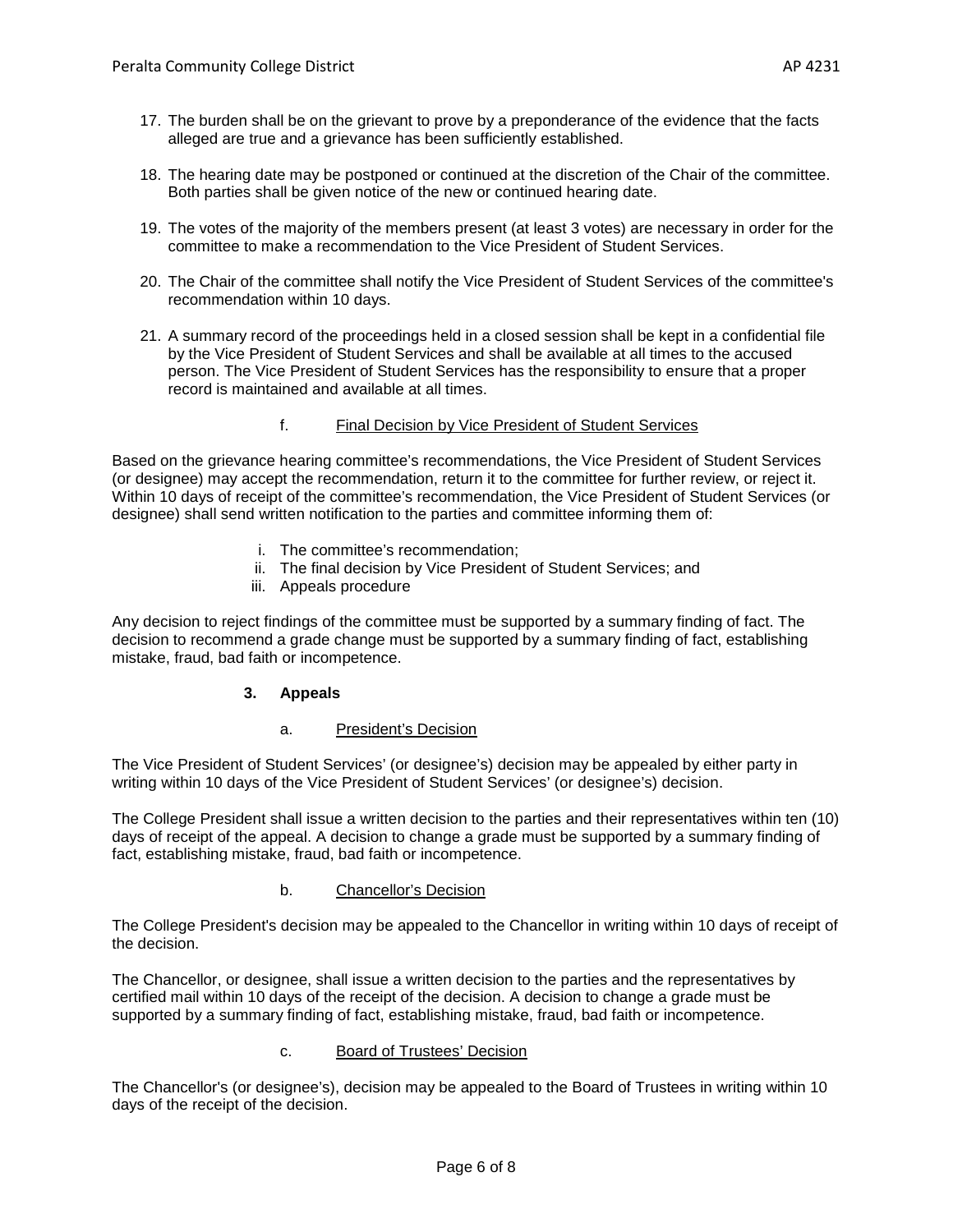17. The burden shall be on the grievant to prove by a preponderance of the evidence that the facts alleged are true and a grievance has been sufficiently established.

18. The hearing date may be postponed or continued at the discretion of the Chair of the committee. Both parties shall be given notice of the new or continued hearing date.

19. The votes of the majority of the members present (at least 3 votes) are necessary in order for the committee to make a recommendation to the Vice President of Student Services.

20. The Chair of the committee shall notify the Vice President of Student Services of the committee's recommendation within 10 days.

21. A summary record of the proceedings held in a closed session shall be kept in a confidential file by the Vice President of Student Services and shall be available at all times to the accused person. The Vice President of Student Services has the responsibility to ensure that a proper record is maintained and available at all times.

f. <u>Final Decision by Vice President of Student Services</u>

Based on the grievance hearing committee's recommendations, the Vice President of Student Services (or designee) may accept the recommendation, return it to the committee for further review, or reject it. Within 10 days of receipt of the committee's recommendation, the Vice President of Student Services (or designee) shall send written notification to the parties and committee informing them of:

i. The committee's recommendation;
ii. The final decision by Vice President of Student Services; and
iii. Appeals procedure

Any decision to reject findings of the committee must be supported by a summary finding of fact. The decision to recommend a grade change must be supported by a summary finding of fact, establishing mistake, fraud, bad faith or incompetence.

**3. Appeals**

a. <u>President's Decision</u>

The Vice President of Student Services' (or designee's) decision may be appealed by either party in writing within 10 days of the Vice President of Student Services' (or designee's) decision.

The College President shall issue a written decision to the parties and their representatives within ten (10) days of receipt of the appeal. A decision to change a grade must be supported by a summary finding of fact, establishing mistake, fraud, bad faith or incompetence.

b. <u>Chancellor's Decision</u>

The College President's decision may be appealed to the Chancellor in writing within 10 days of receipt of the decision.

The Chancellor, or designee, shall issue a written decision to the parties and the representatives by certified mail within 10 days of the receipt of the decision. A decision to change a grade must be supported by a summary finding of fact, establishing mistake, fraud, bad faith or incompetence.

c. <u>Board of Trustees' Decision</u>

The Chancellor's (or designee's), decision may be appealed to the Board of Trustees in writing within 10 days of the receipt of the decision.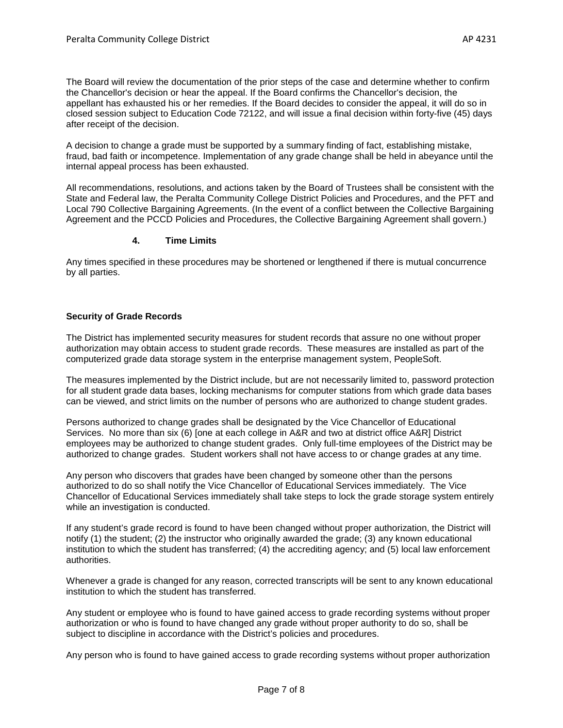The Board will review the documentation of the prior steps of the case and determine whether to confirm the Chancellor's decision or hear the appeal. If the Board confirms the Chancellor's decision, the appellant has exhausted his or her remedies. If the Board decides to consider the appeal, it will do so in closed session subject to Education Code 72122, and will issue a final decision within forty-five (45) days after receipt of the decision.

A decision to change a grade must be supported by a summary finding of fact, establishing mistake, fraud, bad faith or incompetence. Implementation of any grade change shall be held in abeyance until the internal appeal process has been exhausted.

All recommendations, resolutions, and actions taken by the Board of Trustees shall be consistent with the State and Federal law, the Peralta Community College District Policies and Procedures, and the PFT and Local 790 Collective Bargaining Agreements. (In the event of a conflict between the Collective Bargaining Agreement and the PCCD Policies and Procedures, the Collective Bargaining Agreement shall govern.)

#### 4. Time Limits

Any times specified in these procedures may be shortened or lengthened if there is mutual concurrence by all parties.

### Security of Grade Records

The District has implemented security measures for student records that assure no one without proper authorization may obtain access to student grade records. These measures are installed as part of the computerized grade data storage system in the enterprise management system, PeopleSoft.

The measures implemented by the District include, but are not necessarily limited to, password protection for all student grade data bases, locking mechanisms for computer stations from which grade data bases can be viewed, and strict limits on the number of persons who are authorized to change student grades.

Persons authorized to change grades shall be designated by the Vice Chancellor of Educational Services. No more than six (6) [one at each college in A&R and two at district office A&R] District employees may be authorized to change student grades. Only full-time employees of the District may be authorized to change grades. Student workers shall not have access to or change grades at any time.

Any person who discovers that grades have been changed by someone other than the persons authorized to do so shall notify the Vice Chancellor of Educational Services immediately. The Vice Chancellor of Educational Services immediately shall take steps to lock the grade storage system entirely while an investigation is conducted.

If any student's grade record is found to have been changed without proper authorization, the District will notify (1) the student; (2) the instructor who originally awarded the grade; (3) any known educational institution to which the student has transferred; (4) the accrediting agency; and (5) local law enforcement authorities.

Whenever a grade is changed for any reason, corrected transcripts will be sent to any known educational institution to which the student has transferred.

Any student or employee who is found to have gained access to grade recording systems without proper authorization or who is found to have changed any grade without proper authority to do so, shall be subject to discipline in accordance with the District's policies and procedures.

Any person who is found to have gained access to grade recording systems without proper authorization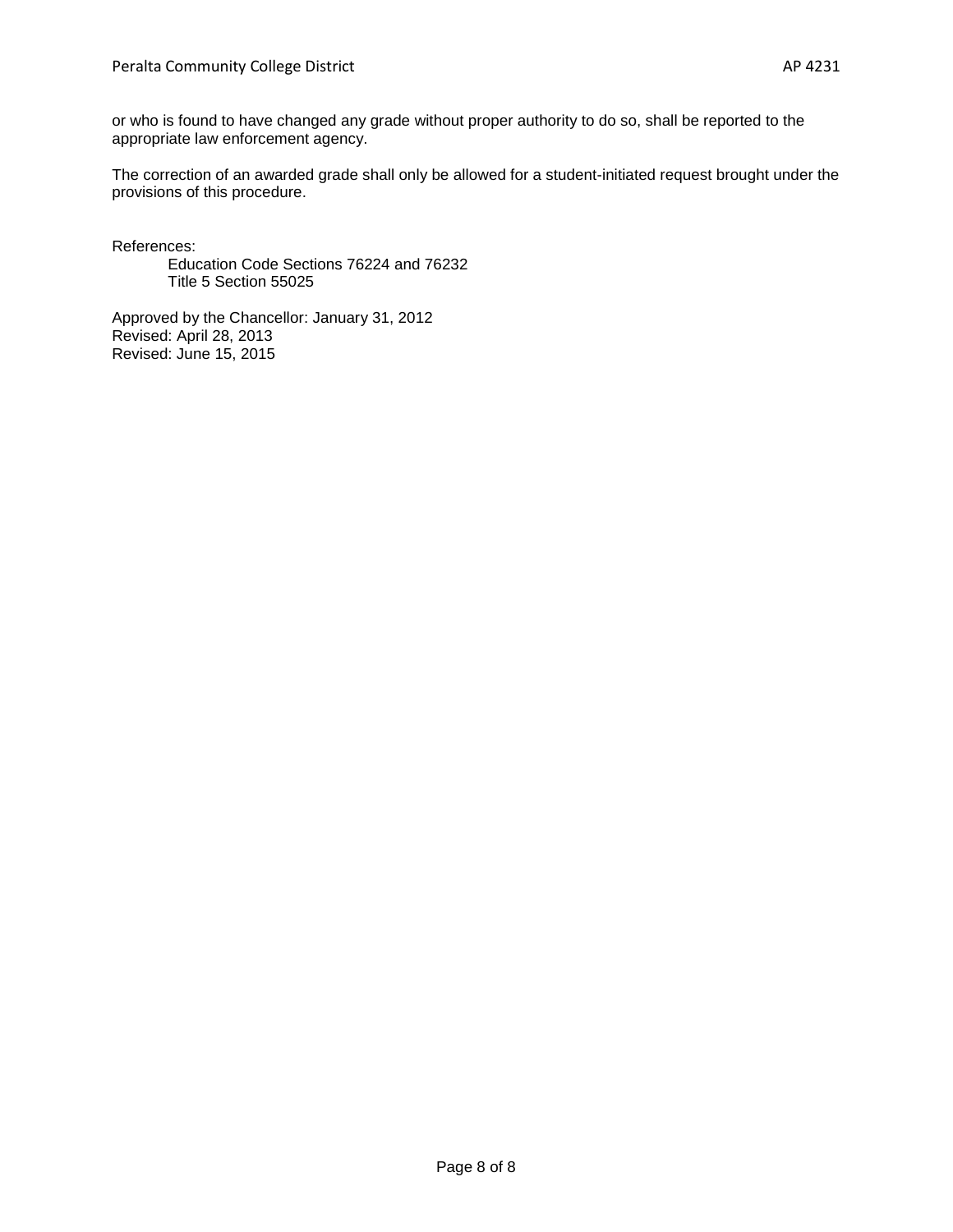or who is found to have changed any grade without proper authority to do so, shall be reported to the appropriate law enforcement agency.

The correction of an awarded grade shall only be allowed for a student-initiated request brought under the provisions of this procedure.

References:

Education Code Sections 76224 and 76232
Title 5 Section 55025

Approved by the Chancellor: January 31, 2012
Revised: April 28, 2013
Revised: June 15, 2015